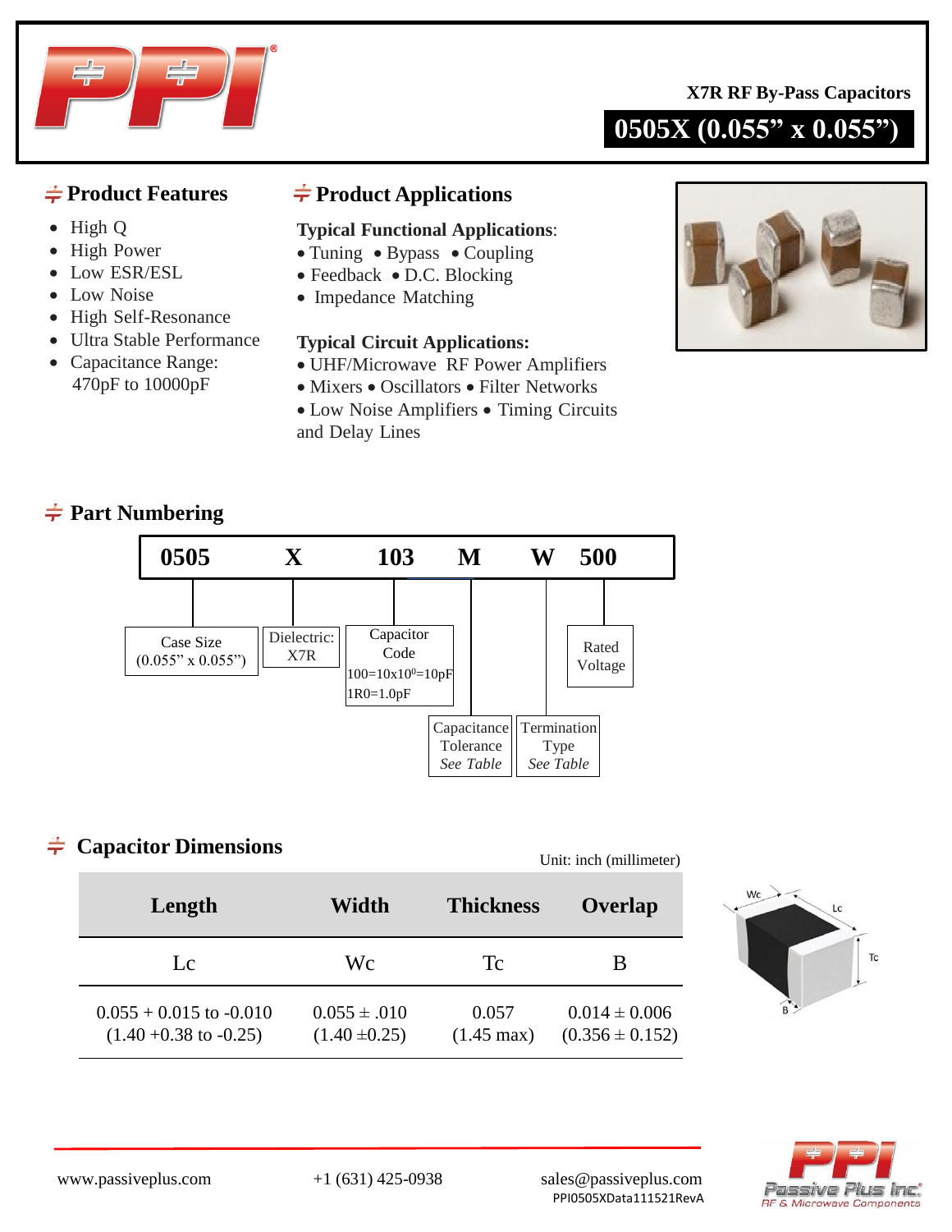# X7R RF By-Pass Capacitors

## 0505X (0.055" x 0.055")

## Product Features

- High Q
- High Power
- Low ESR/ESL
- Low Noise
- High Self-Resonance
- Ultra Stable Performance
- Capacitance Range: 470pF to 10000pF

## Product Applications

**Typical Functional Applications**:

- Tuning • Bypass • Coupling
- Feedback • D.C. Blocking
- Impedance Matching

**Typical Circuit Applications:**

- UHF/Microwave RF Power Amplifiers
- Mixers • Oscillators • Filter Networks
- Low Noise Amplifiers • Timing Circuits and Delay Lines

## Part Numbering

**0505 X 103 M W 500**

- 0505 — Case Size (0.055" x 0.055")
- X — Dielectric: X7R
- 103 — Capacitor Code: 100=10x10$^0$=10pF, 1R0=1.0pF
- M — Capacitance Tolerance *See Table*
- W — Termination Type *See Table*
- 500 — Rated Voltage

## Capacitor Dimensions

Unit: inch (millimeter)

| Length | Width | Thickness | Overlap |
|---|---|---|---|
| Lc | Wc | Tc | B |
| 0.055 + 0.015 to -0.010 (1.40 +0.38 to -0.25) | 0.055 ± .010 (1.40 ±0.25) | 0.057 (1.45 max) | 0.014 ± 0.006 (0.356 ± 0.152) |

www.passiveplus.com +1 (631) 425-0938 sales@passiveplus.com

PPI0505XData111521RevA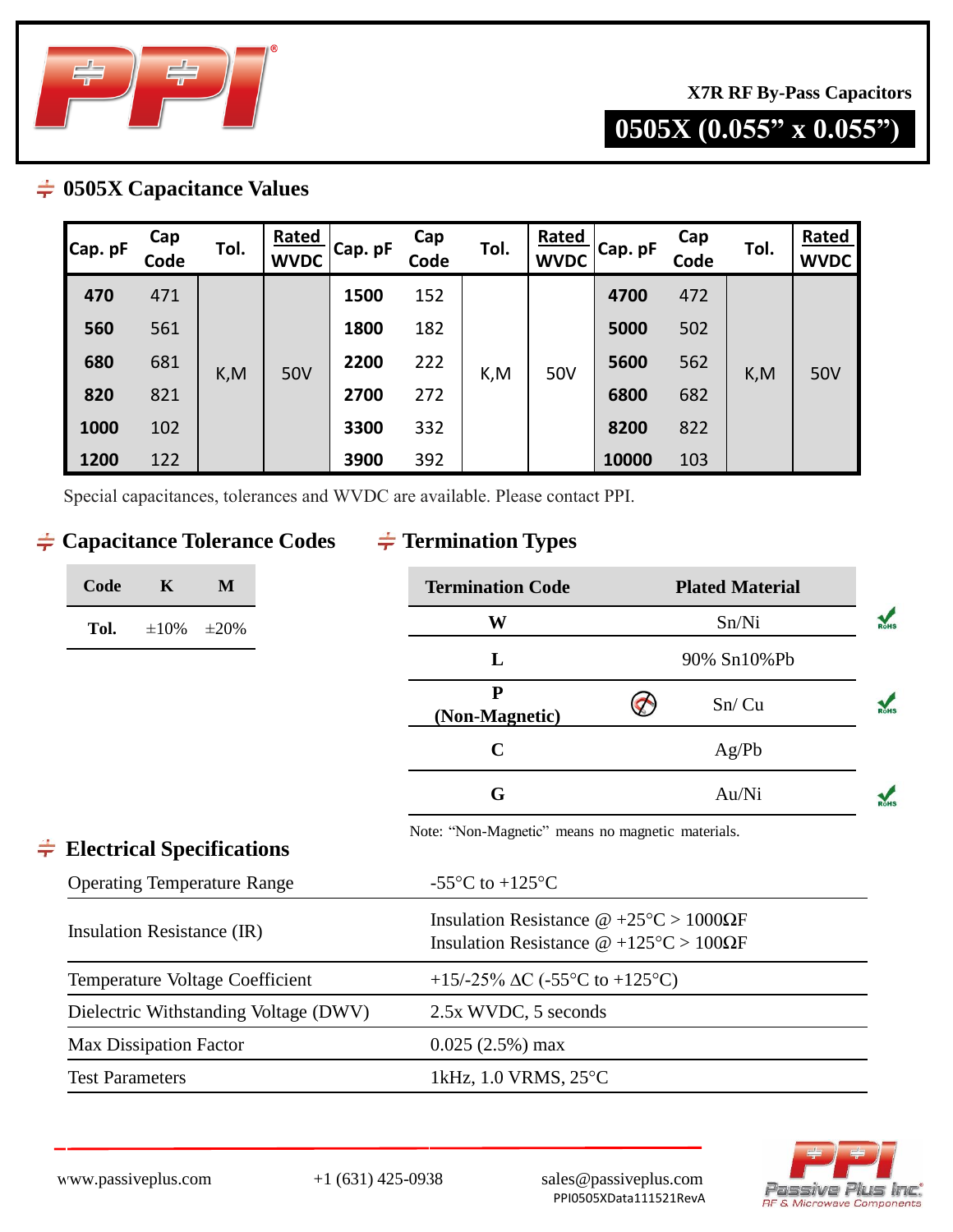X7R RF By-Pass Capacitors

# 0505X (0.055” x 0.055”)

## 0505X Capacitance Values

| Cap. pF | Cap Code | Tol. | Rated WVDC | Cap. pF | Cap Code | Tol. | Rated WVDC | Cap. pF | Cap Code | Tol. | Rated WVDC |
|---|---|---|---|---|---|---|---|---|---|---|---|
| **470** | 471 | K,M | 50V | **1500** | 152 | K,M | 50V | **4700** | 472 | K,M | 50V |
| **560** | 561 | | | **1800** | 182 | | | **5000** | 502 | | |
| **680** | 681 | | | **2200** | 222 | | | **5600** | 562 | | |
| **820** | 821 | | | **2700** | 272 | | | **6800** | 682 | | |
| **1000** | 102 | | | **3300** | 332 | | | **8200** | 822 | | |
| **1200** | 122 | | | **3900** | 392 | | | **10000** | 103 | | |

Special capacitances, tolerances and WVDC are available. Please contact PPI.

## Capacitance Tolerance Codes

| Code | K | M |
|---|---|---|
| **Tol.** | ±10% | ±20% |

## Termination Types

| Termination Code | Plated Material | |
|---|---|---|
| **W** | Sn/Ni | RoHS |
| **L** | 90% Sn10%Pb | |
| **P (Non-Magnetic)** | Sn/ Cu | RoHS |
| **C** | Ag/Pb | |
| **G** | Au/Ni | RoHS |

Note: “Non-Magnetic” means no magnetic materials.

## Electrical Specifications

| | |
|---|---|
| Operating Temperature Range | -55°C to +125°C |
| Insulation Resistance (IR) | Insulation Resistance @ +25°C > 1000ΩF<br>Insulation Resistance @ +125°C > 100ΩF |
| Temperature Voltage Coefficient | +15/-25% ΔC (-55°C to +125°C) |
| Dielectric Withstanding Voltage (DWV) | 2.5x WVDC, 5 seconds |
| Max Dissipation Factor | 0.025 (2.5%) max |
| Test Parameters | 1kHz, 1.0 VRMS, 25°C |

www.passiveplus.com +1 (631) 425-0938 sales@passiveplus.com
PPI0505XData111521RevA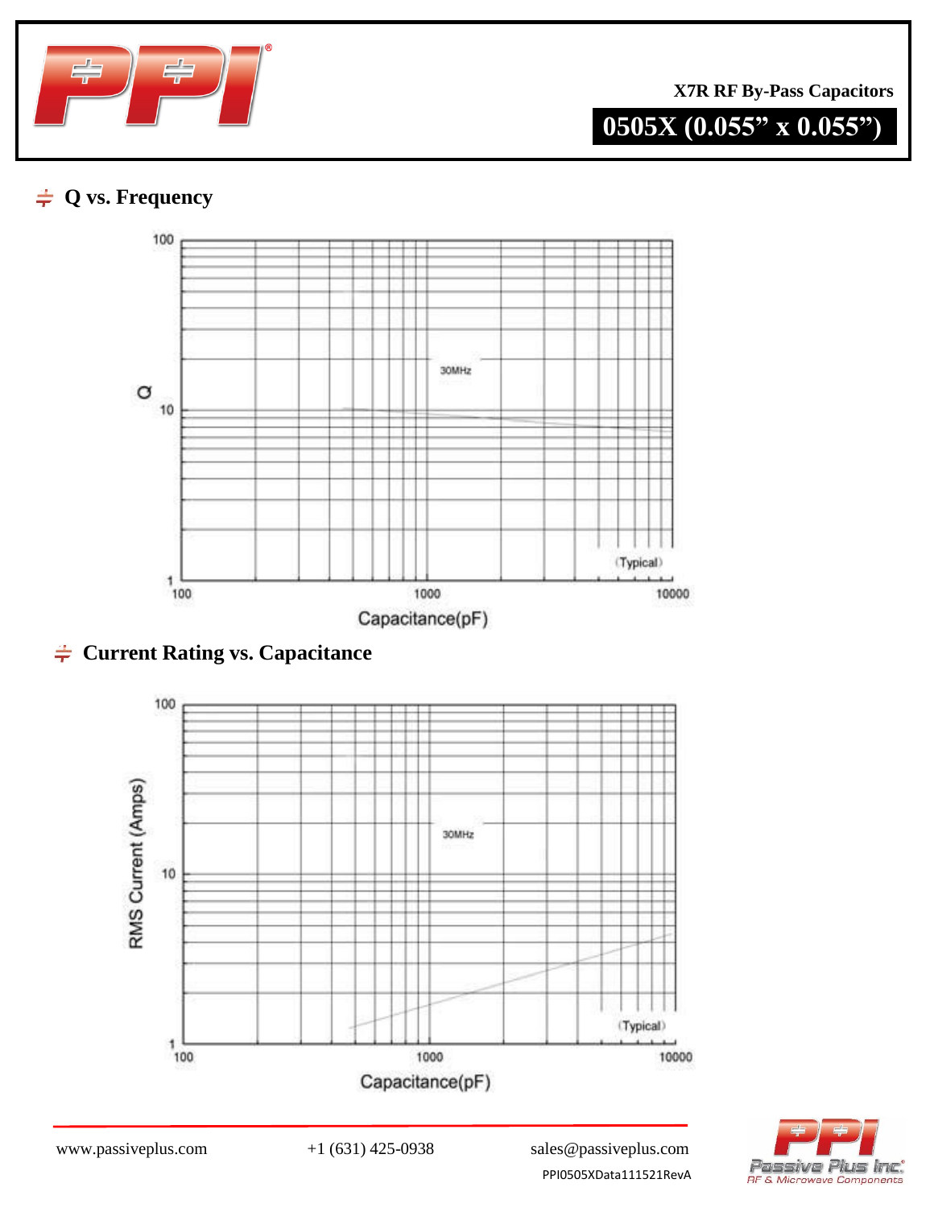X7R RF By-Pass Capacitors

# 0505X (0.055” x 0.055”)

## Q vs. Frequency

Q

100

10

1

30MHz

(Typical)

100 1000 10000

Capacitance(pF)

## Current Rating vs. Capacitance

RMS Current (Amps)

100

10

1

30MHz

(Typical)

100 1000 10000

Capacitance(pF)

www.passiveplus.com +1 (631) 425-0938 sales@passiveplus.com

PPI0505XData111521RevA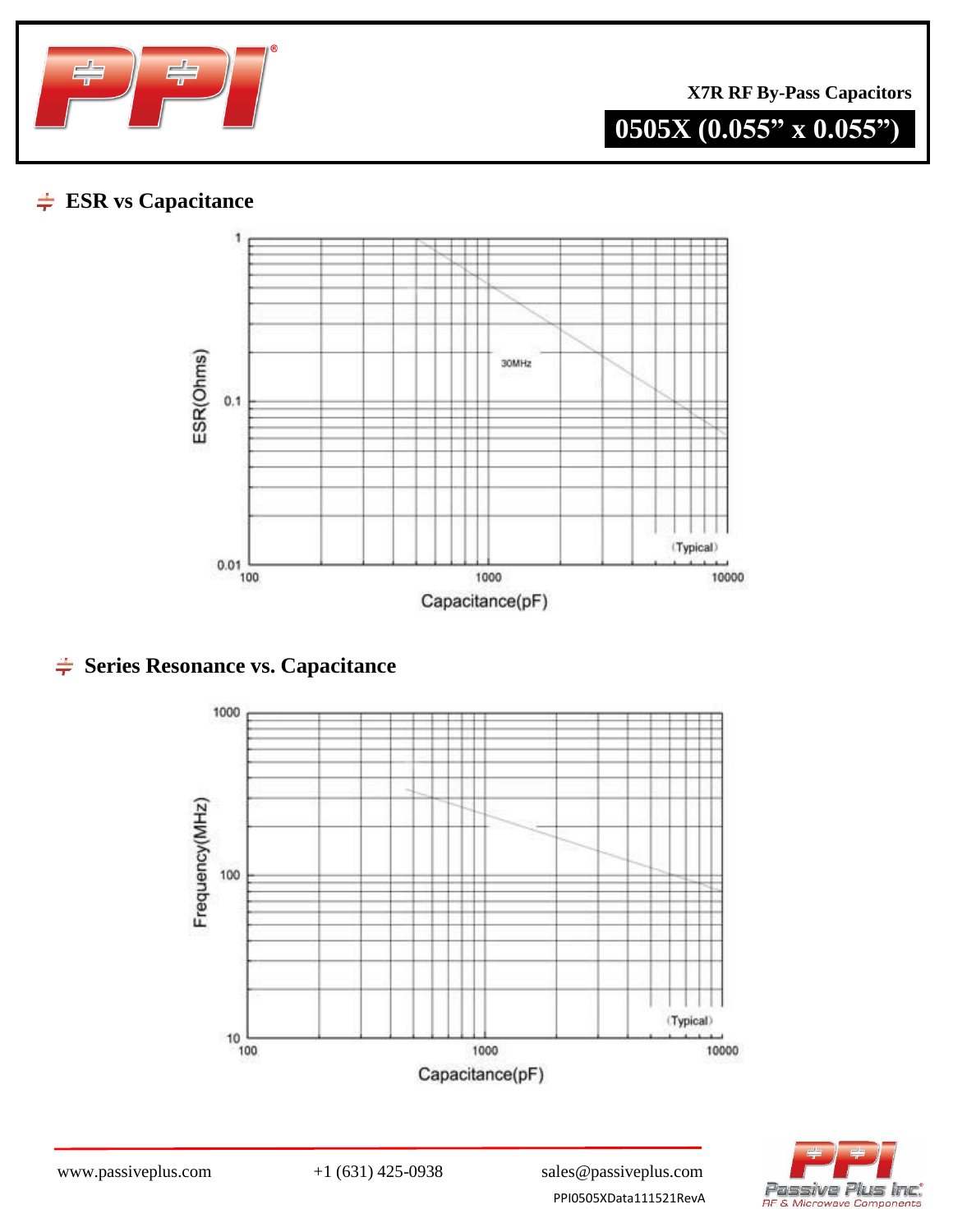X7R RF By-Pass Capacitors

# 0505X (0.055” x 0.055”)

## ESR vs Capacitance

ESR(Ohms)

1

0.1

0.01

30MHz

(Typical)

100 1000 10000

Capacitance(pF)

## Series Resonance vs. Capacitance

Frequency(MHz)

1000

100

10

(Typical)

100 1000 10000

Capacitance(pF)

www.passiveplus.com +1 (631) 425-0938 sales@passiveplus.com

PPI0505XData111521RevA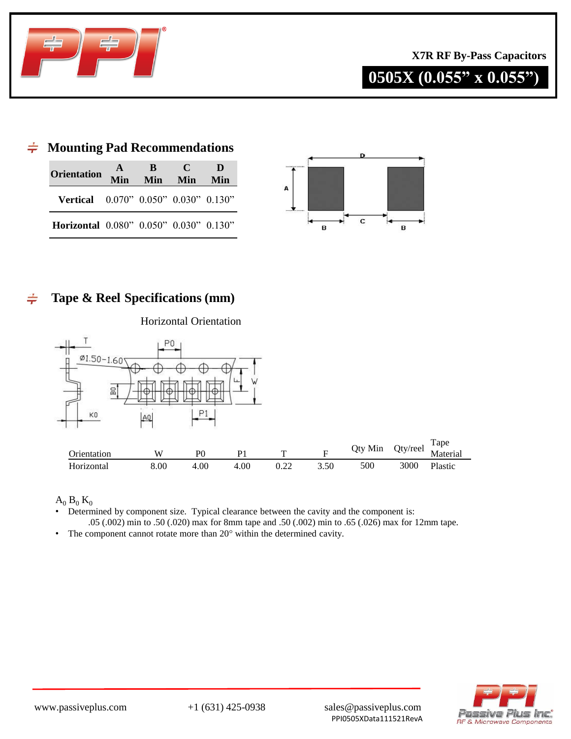X7R RF By-Pass Capacitors

# 0505X (0.055" x 0.055")

## Mounting Pad Recommendations

| Orientation | A Min | B Min | C Min | D Min |
|---|---|---|---|---|
| **Vertical** | 0.070" | 0.050" | 0.030" | 0.130" |
| **Horizontal** | 0.080" | 0.050" | 0.030" | 0.130" |

D
A
B
C
B

## Tape & Reel Specifications (mm)

Horizontal Orientation

T
P0
Ø1.50-1.60
B0
F
W
K0
A0
P1

| Orientation | W | P0 | P1 | T | F | Qty Min | Qty/reel | Tape Material |
|---|---|---|---|---|---|---|---|---|
| Horizontal | 8.00 | 4.00 | 4.00 | 0.22 | 3.50 | 500 | 3000 | Plastic |

$A_0$ $B_0$ $K_0$

- Determined by component size. Typical clearance between the cavity and the component is:
  .05 (.002) min to .50 (.020) max for 8mm tape and .50 (.002) min to .65 (.026) max for 12mm tape.
- The component cannot rotate more than 20° within the determined cavity.

www.passiveplus.com +1 (631) 425-0938 sales@passiveplus.com

PPI0505XData111521RevA